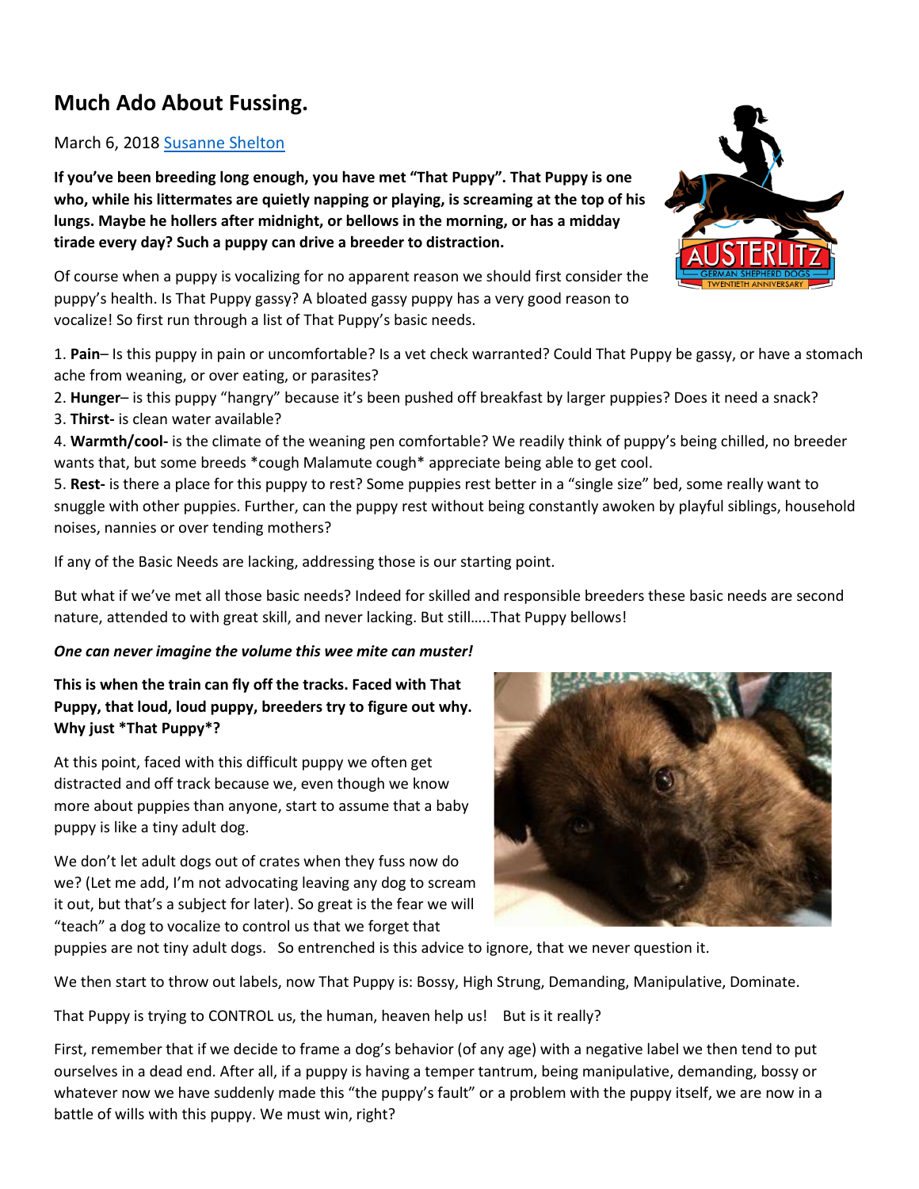# Much Ado About Fussing.

March 6, 2018 Susanne Shelton

**If you've been breeding long enough, you have met "That Puppy". That Puppy is one who, while his littermates are quietly napping or playing, is screaming at the top of his lungs. Maybe he hollers after midnight, or bellows in the morning, or has a midday tirade every day? Such a puppy can drive a breeder to distraction.**

Of course when a puppy is vocalizing for no apparent reason we should first consider the puppy's health. Is That Puppy gassy? A bloated gassy puppy has a very good reason to vocalize! So first run through a list of That Puppy's basic needs.

1. **Pain**– Is this puppy in pain or uncomfortable? Is a vet check warranted? Could That Puppy be gassy, or have a stomach ache from weaning, or over eating, or parasites?
2. **Hunger**– is this puppy "hangry" because it's been pushed off breakfast by larger puppies? Does it need a snack?
3. **Thirst-** is clean water available?
4. **Warmth/cool-** is the climate of the weaning pen comfortable? We readily think of puppy's being chilled, no breeder wants that, but some breeds *cough Malamute cough* appreciate being able to get cool.
5. **Rest-** is there a place for this puppy to rest? Some puppies rest better in a "single size" bed, some really want to snuggle with other puppies. Further, can the puppy rest without being constantly awoken by playful siblings, household noises, nannies or over tending mothers?

If any of the Basic Needs are lacking, addressing those is our starting point.

But what if we've met all those basic needs? Indeed for skilled and responsible breeders these basic needs are second nature, attended to with great skill, and never lacking. But still…..That Puppy bellows!

***One can never imagine the volume this wee mite can muster!***

**This is when the train can fly off the tracks. Faced with That Puppy, that loud, loud puppy, breeders try to figure out why. Why just *That Puppy*?**

At this point, faced with this difficult puppy we often get distracted and off track because we, even though we know more about puppies than anyone, start to assume that a baby puppy is like a tiny adult dog.

We don't let adult dogs out of crates when they fuss now do we? (Let me add, I'm not advocating leaving any dog to scream it out, but that's a subject for later). So great is the fear we will "teach" a dog to vocalize to control us that we forget that puppies are not tiny adult dogs. So entrenched is this advice to ignore, that we never question it.

We then start to throw out labels, now That Puppy is: Bossy, High Strung, Demanding, Manipulative, Dominate.

That Puppy is trying to CONTROL us, the human, heaven help us! But is it really?

First, remember that if we decide to frame a dog's behavior (of any age) with a negative label we then tend to put ourselves in a dead end. After all, if a puppy is having a temper tantrum, being manipulative, demanding, bossy or whatever now we have suddenly made this "the puppy's fault" or a problem with the puppy itself, we are now in a battle of wills with this puppy. We must win, right?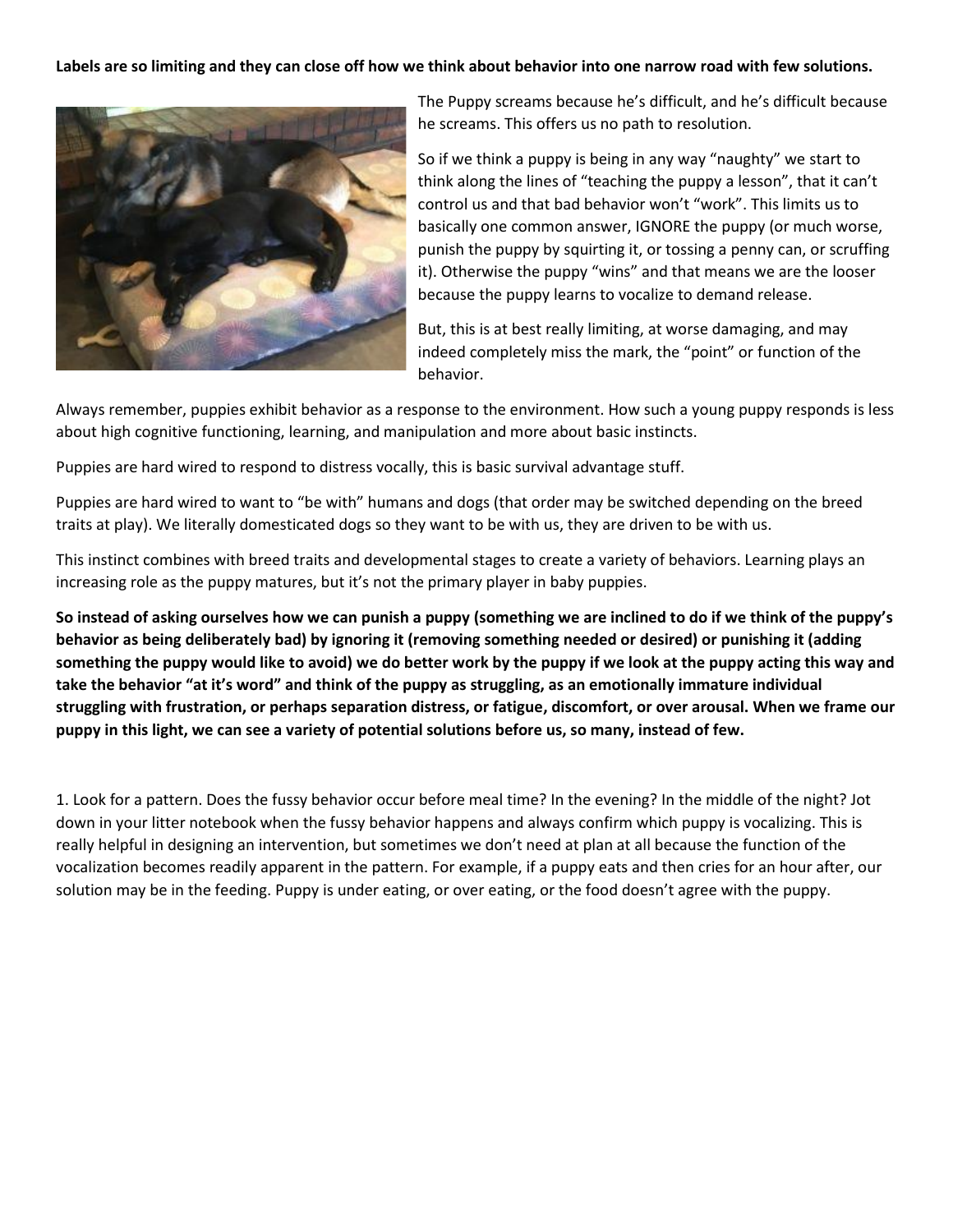**Labels are so limiting and they can close off how we think about behavior into one narrow road with few solutions.**

The Puppy screams because he's difficult, and he's difficult because he screams. This offers us no path to resolution.

So if we think a puppy is being in any way "naughty" we start to think along the lines of "teaching the puppy a lesson", that it can't control us and that bad behavior won't "work". This limits us to basically one common answer, IGNORE the puppy (or much worse, punish the puppy by squirting it, or tossing a penny can, or scruffing it). Otherwise the puppy "wins" and that means we are the looser because the puppy learns to vocalize to demand release.

But, this is at best really limiting, at worse damaging, and may indeed completely miss the mark, the "point" or function of the behavior.

Always remember, puppies exhibit behavior as a response to the environment. How such a young puppy responds is less about high cognitive functioning, learning, and manipulation and more about basic instincts.

Puppies are hard wired to respond to distress vocally, this is basic survival advantage stuff.

Puppies are hard wired to want to "be with" humans and dogs (that order may be switched depending on the breed traits at play). We literally domesticated dogs so they want to be with us, they are driven to be with us.

This instinct combines with breed traits and developmental stages to create a variety of behaviors. Learning plays an increasing role as the puppy matures, but it's not the primary player in baby puppies.

**So instead of asking ourselves how we can punish a puppy (something we are inclined to do if we think of the puppy's behavior as being deliberately bad) by ignoring it (removing something needed or desired) or punishing it (adding something the puppy would like to avoid) we do better work by the puppy if we look at the puppy acting this way and take the behavior "at it's word" and think of the puppy as struggling, as an emotionally immature individual struggling with frustration, or perhaps separation distress, or fatigue, discomfort, or over arousal. When we frame our puppy in this light, we can see a variety of potential solutions before us, so many, instead of few.**

1. Look for a pattern. Does the fussy behavior occur before meal time? In the evening? In the middle of the night? Jot down in your litter notebook when the fussy behavior happens and always confirm which puppy is vocalizing. This is really helpful in designing an intervention, but sometimes we don't need at plan at all because the function of the vocalization becomes readily apparent in the pattern. For example, if a puppy eats and then cries for an hour after, our solution may be in the feeding. Puppy is under eating, or over eating, or the food doesn't agree with the puppy.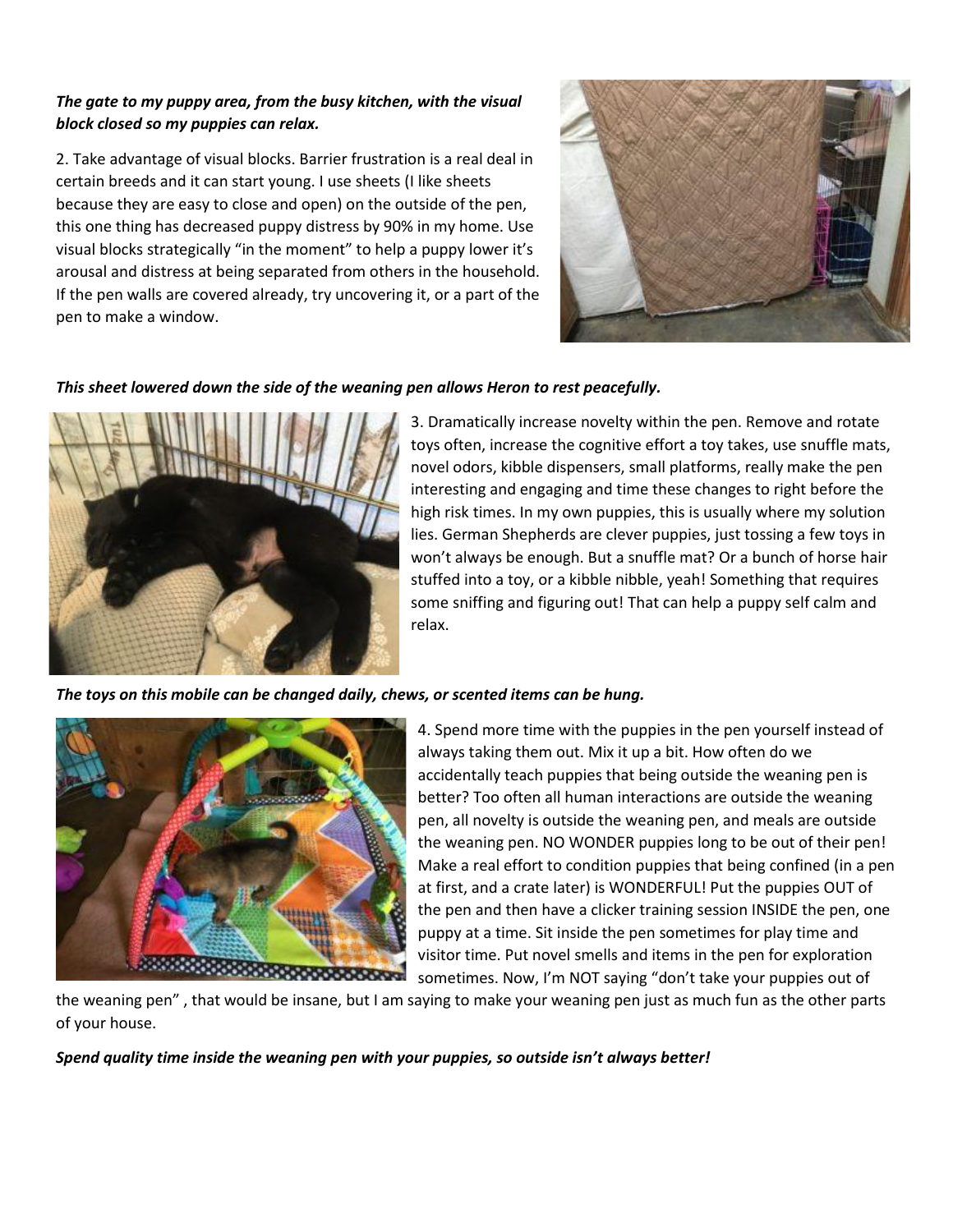***The gate to my puppy area, from the busy kitchen, with the visual block closed so my puppies can relax.***

2. Take advantage of visual blocks. Barrier frustration is a real deal in certain breeds and it can start young. I use sheets (I like sheets because they are easy to close and open) on the outside of the pen, this one thing has decreased puppy distress by 90% in my home. Use visual blocks strategically "in the moment" to help a puppy lower it's arousal and distress at being separated from others in the household. If the pen walls are covered already, try uncovering it, or a part of the pen to make a window.

***This sheet lowered down the side of the weaning pen allows Heron to rest peacefully.***

3. Dramatically increase novelty within the pen. Remove and rotate toys often, increase the cognitive effort a toy takes, use snuffle mats, novel odors, kibble dispensers, small platforms, really make the pen interesting and engaging and time these changes to right before the high risk times. In my own puppies, this is usually where my solution lies. German Shepherds are clever puppies, just tossing a few toys in won't always be enough. But a snuffle mat? Or a bunch of horse hair stuffed into a toy, or a kibble nibble, yeah! Something that requires some sniffing and figuring out! That can help a puppy self calm and relax.

***The toys on this mobile can be changed daily, chews, or scented items can be hung.***

4. Spend more time with the puppies in the pen yourself instead of always taking them out. Mix it up a bit. How often do we accidentally teach puppies that being outside the weaning pen is better? Too often all human interactions are outside the weaning pen, all novelty is outside the weaning pen, and meals are outside the weaning pen. NO WONDER puppies long to be out of their pen! Make a real effort to condition puppies that being confined (in a pen at first, and a crate later) is WONDERFUL! Put the puppies OUT of the pen and then have a clicker training session INSIDE the pen, one puppy at a time. Sit inside the pen sometimes for play time and visitor time. Put novel smells and items in the pen for exploration sometimes. Now, I'm NOT saying "don't take your puppies out of the weaning pen" , that would be insane, but I am saying to make your weaning pen just as much fun as the other parts of your house.

***Spend quality time inside the weaning pen with your puppies, so outside isn't always better!***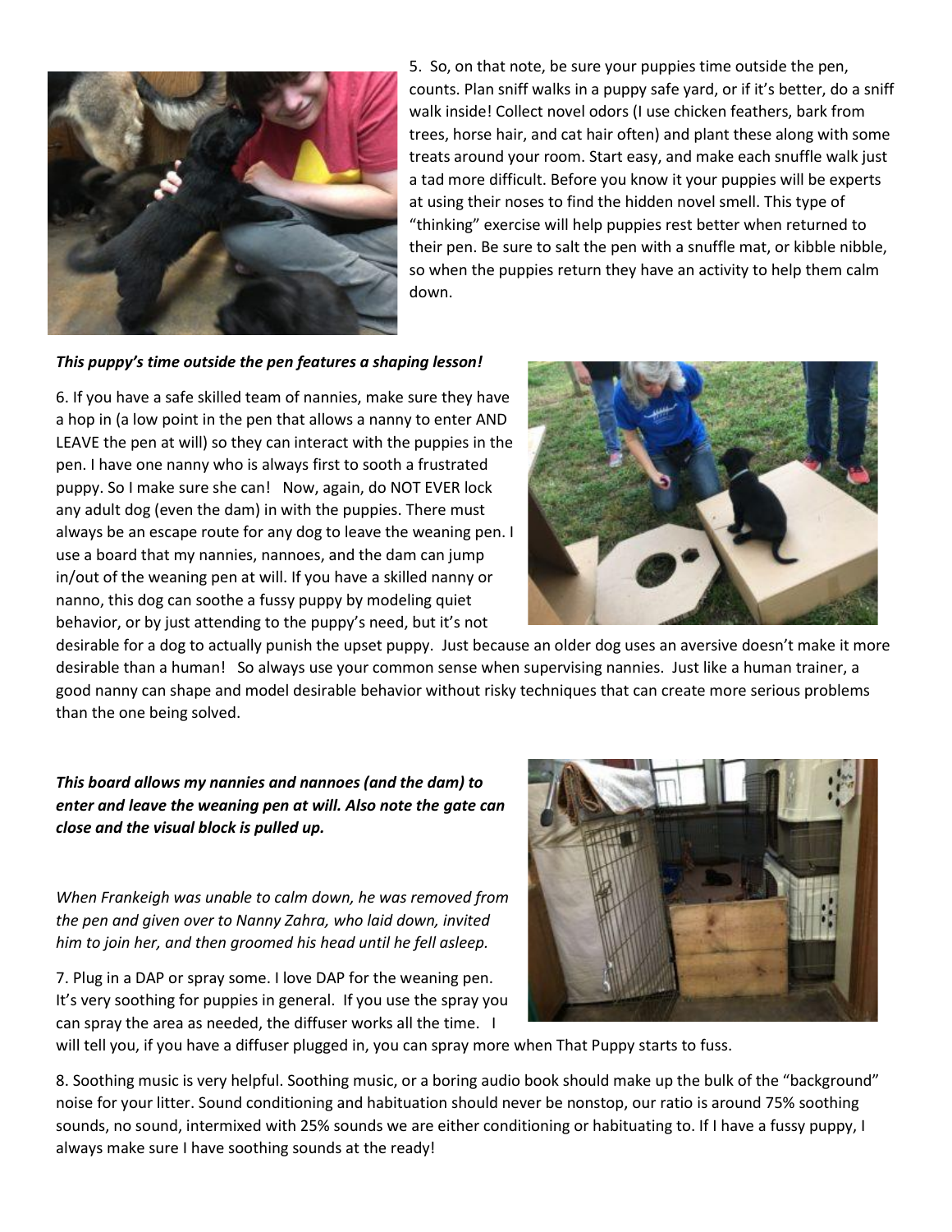5. So, on that note, be sure your puppies time outside the pen, counts. Plan sniff walks in a puppy safe yard, or if it's better, do a sniff walk inside! Collect novel odors (I use chicken feathers, bark from trees, horse hair, and cat hair often) and plant these along with some treats around your room. Start easy, and make each snuffle walk just a tad more difficult. Before you know it your puppies will be experts at using their noses to find the hidden novel smell. This type of "thinking" exercise will help puppies rest better when returned to their pen. Be sure to salt the pen with a snuffle mat, or kibble nibble, so when the puppies return they have an activity to help them calm down.

***This puppy's time outside the pen features a shaping lesson!***

6. If you have a safe skilled team of nannies, make sure they have a hop in (a low point in the pen that allows a nanny to enter AND LEAVE the pen at will) so they can interact with the puppies in the pen. I have one nanny who is always first to sooth a frustrated puppy. So I make sure she can! Now, again, do NOT EVER lock any adult dog (even the dam) in with the puppies. There must always be an escape route for any dog to leave the weaning pen. I use a board that my nannies, nannoes, and the dam can jump in/out of the weaning pen at will. If you have a skilled nanny or nanno, this dog can soothe a fussy puppy by modeling quiet behavior, or by just attending to the puppy's need, but it's not desirable for a dog to actually punish the upset puppy. Just because an older dog uses an aversive doesn't make it more desirable than a human! So always use your common sense when supervising nannies. Just like a human trainer, a good nanny can shape and model desirable behavior without risky techniques that can create more serious problems than the one being solved.

***This board allows my nannies and nannoes (and the dam) to enter and leave the weaning pen at will. Also note the gate can close and the visual block is pulled up.***

*When Frankeigh was unable to calm down, he was removed from the pen and given over to Nanny Zahra, who laid down, invited him to join her, and then groomed his head until he fell asleep.*

7. Plug in a DAP or spray some. I love DAP for the weaning pen. It's very soothing for puppies in general. If you use the spray you can spray the area as needed, the diffuser works all the time. I will tell you, if you have a diffuser plugged in, you can spray more when That Puppy starts to fuss.

8. Soothing music is very helpful. Soothing music, or a boring audio book should make up the bulk of the "background" noise for your litter. Sound conditioning and habituation should never be nonstop, our ratio is around 75% soothing sounds, no sound, intermixed with 25% sounds we are either conditioning or habituating to. If I have a fussy puppy, I always make sure I have soothing sounds at the ready!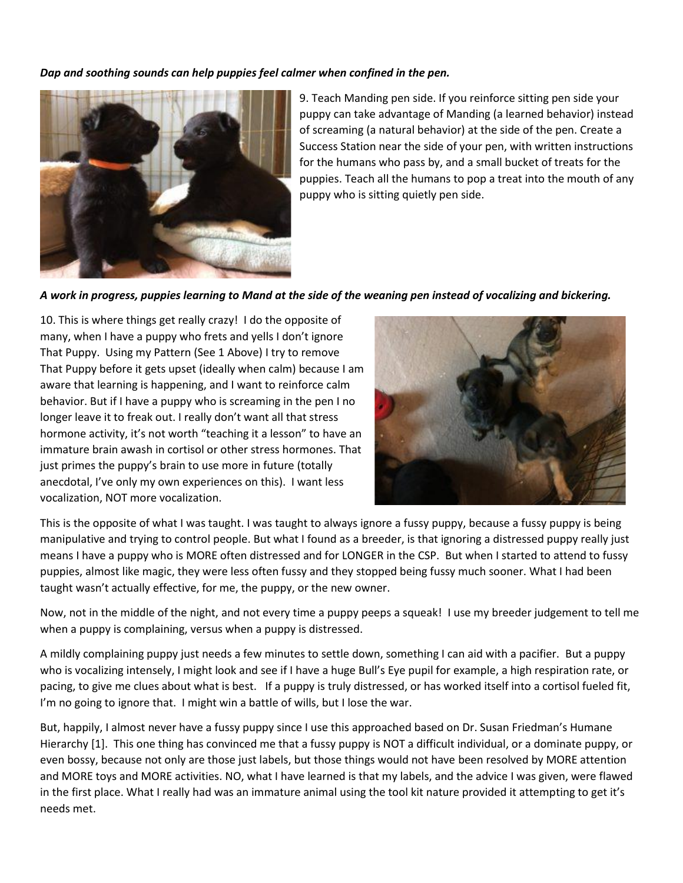***Dap and soothing sounds can help puppies feel calmer when confined in the pen.***

9. Teach Manding pen side. If you reinforce sitting pen side your puppy can take advantage of Manding (a learned behavior) instead of screaming (a natural behavior) at the side of the pen. Create a Success Station near the side of your pen, with written instructions for the humans who pass by, and a small bucket of treats for the puppies. Teach all the humans to pop a treat into the mouth of any puppy who is sitting quietly pen side.

***A work in progress, puppies learning to Mand at the side of the weaning pen instead of vocalizing and bickering.***

10. This is where things get really crazy! I do the opposite of many, when I have a puppy who frets and yells I don't ignore That Puppy. Using my Pattern (See 1 Above) I try to remove That Puppy before it gets upset (ideally when calm) because I am aware that learning is happening, and I want to reinforce calm behavior. But if I have a puppy who is screaming in the pen I no longer leave it to freak out. I really don't want all that stress hormone activity, it's not worth "teaching it a lesson" to have an immature brain awash in cortisol or other stress hormones. That just primes the puppy's brain to use more in future (totally anecdotal, I've only my own experiences on this). I want less vocalization, NOT more vocalization.

This is the opposite of what I was taught. I was taught to always ignore a fussy puppy, because a fussy puppy is being manipulative and trying to control people. But what I found as a breeder, is that ignoring a distressed puppy really just means I have a puppy who is MORE often distressed and for LONGER in the CSP. But when I started to attend to fussy puppies, almost like magic, they were less often fussy and they stopped being fussy much sooner. What I had been taught wasn't actually effective, for me, the puppy, or the new owner.

Now, not in the middle of the night, and not every time a puppy peeps a squeak! I use my breeder judgement to tell me when a puppy is complaining, versus when a puppy is distressed.

A mildly complaining puppy just needs a few minutes to settle down, something I can aid with a pacifier. But a puppy who is vocalizing intensely, I might look and see if I have a huge Bull's Eye pupil for example, a high respiration rate, or pacing, to give me clues about what is best. If a puppy is truly distressed, or has worked itself into a cortisol fueled fit, I'm no going to ignore that. I might win a battle of wills, but I lose the war.

But, happily, I almost never have a fussy puppy since I use this approached based on Dr. Susan Friedman's Humane Hierarchy [1]. This one thing has convinced me that a fussy puppy is NOT a difficult individual, or a dominate puppy, or even bossy, because not only are those just labels, but those things would not have been resolved by MORE attention and MORE toys and MORE activities. NO, what I have learned is that my labels, and the advice I was given, were flawed in the first place. What I really had was an immature animal using the tool kit nature provided it attempting to get it's needs met.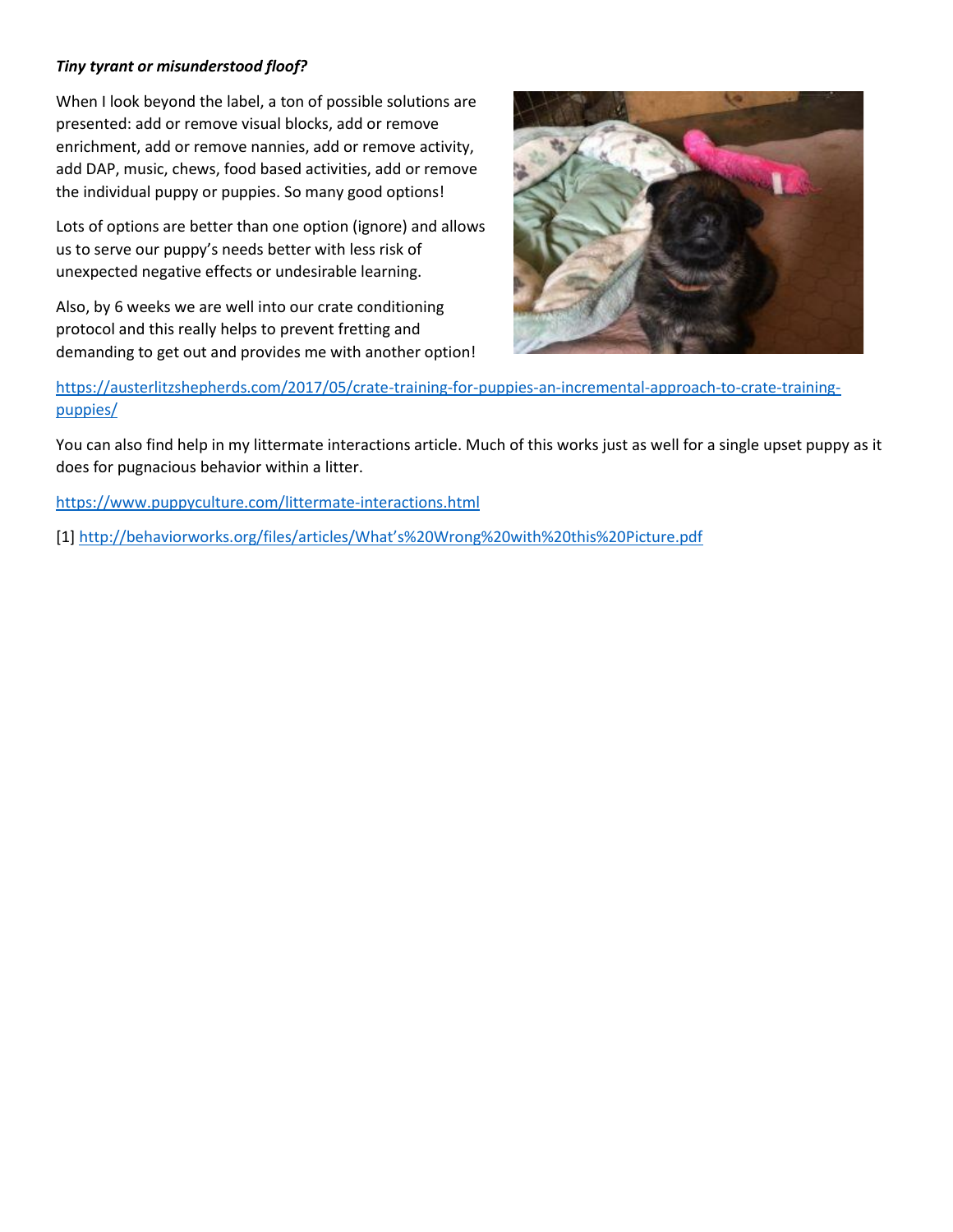***Tiny tyrant or misunderstood floof?***

When I look beyond the label, a ton of possible solutions are presented: add or remove visual blocks, add or remove enrichment, add or remove nannies, add or remove activity, add DAP, music, chews, food based activities, add or remove the individual puppy or puppies. So many good options!

Lots of options are better than one option (ignore) and allows us to serve our puppy's needs better with less risk of unexpected negative effects or undesirable learning.

Also, by 6 weeks we are well into our crate conditioning protocol and this really helps to prevent fretting and demanding to get out and provides me with another option!

https://austerlitzshepherds.com/2017/05/crate-training-for-puppies-an-incremental-approach-to-crate-training-puppies/

You can also find help in my littermate interactions article. Much of this works just as well for a single upset puppy as it does for pugnacious behavior within a litter.

https://www.puppyculture.com/littermate-interactions.html

[1] http://behaviorworks.org/files/articles/What's%20Wrong%20with%20this%20Picture.pdf